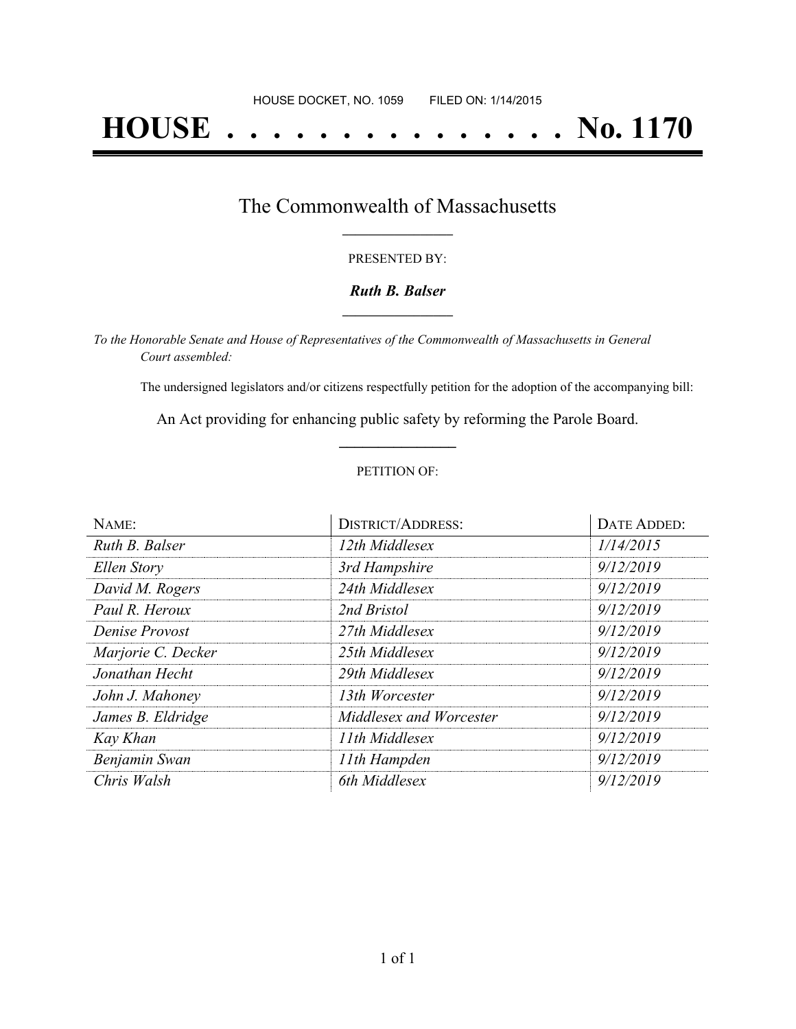HOUSE DOCKET, NO. 1059        FILED ON: 1/14/2015

# HOUSE . . . . . . . . . . . . . . . No. 1170

## The Commonwealth of Massachusetts

PRESENTED BY:

***Ruth B. Balser***

*To the Honorable Senate and House of Representatives of the Commonwealth of Massachusetts in General Court assembled:*

The undersigned legislators and/or citizens respectfully petition for the adoption of the accompanying bill:

An Act providing for enhancing public safety by reforming the Parole Board.

PETITION OF:

| NAME: | DISTRICT/ADDRESS: | DATE ADDED: |
|---|---|---|
| *Ruth B. Balser* | *12th Middlesex* | *1/14/2015* |
| *Ellen Story* | *3rd Hampshire* | *9/12/2019* |
| *David M. Rogers* | *24th Middlesex* | *9/12/2019* |
| *Paul R. Heroux* | *2nd Bristol* | *9/12/2019* |
| *Denise Provost* | *27th Middlesex* | *9/12/2019* |
| *Marjorie C. Decker* | *25th Middlesex* | *9/12/2019* |
| *Jonathan Hecht* | *29th Middlesex* | *9/12/2019* |
| *John J. Mahoney* | *13th Worcester* | *9/12/2019* |
| *James B. Eldridge* | *Middlesex and Worcester* | *9/12/2019* |
| *Kay Khan* | *11th Middlesex* | *9/12/2019* |
| *Benjamin Swan* | *11th Hampden* | *9/12/2019* |
| *Chris Walsh* | *6th Middlesex* | *9/12/2019* |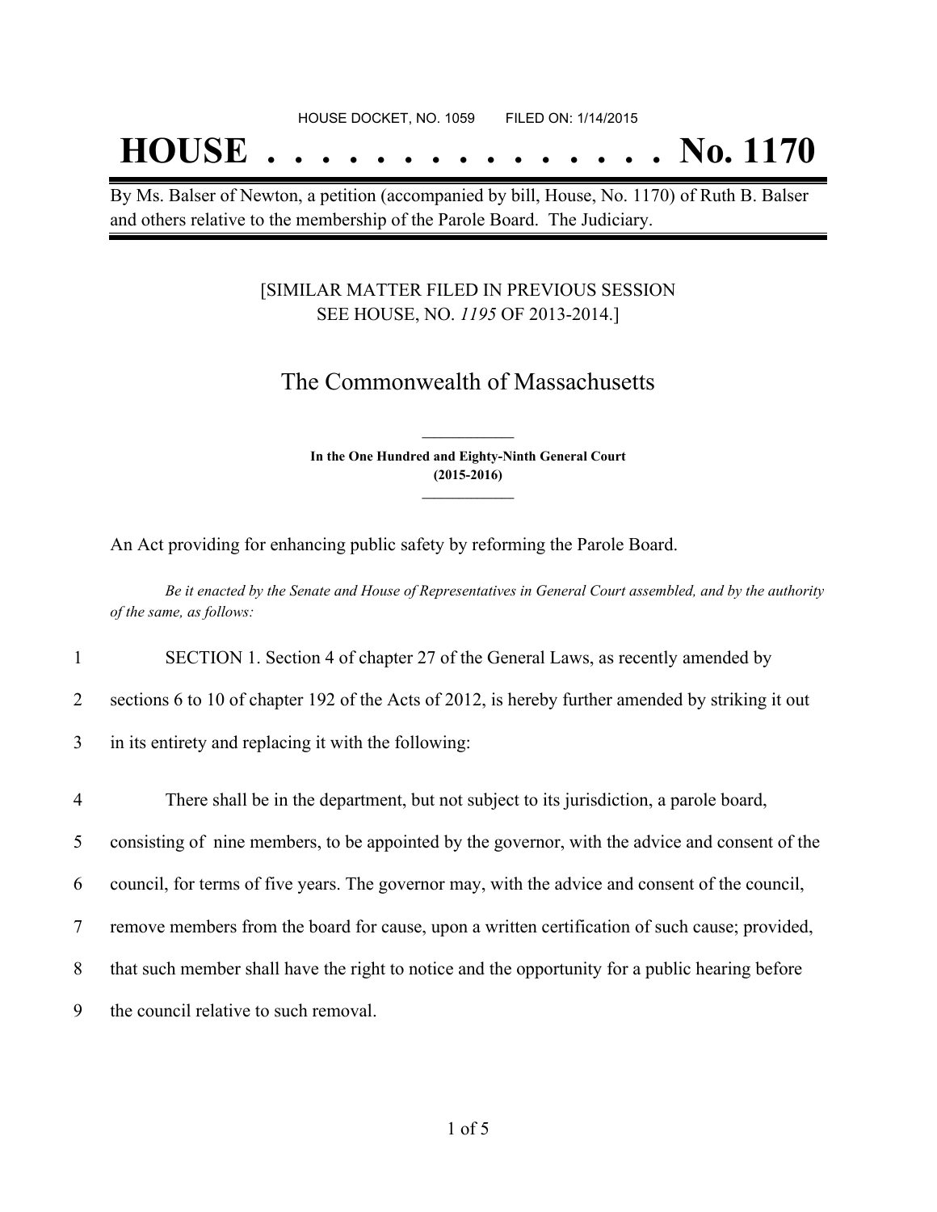HOUSE DOCKET, NO. 1059 FILED ON: 1/14/2015

# HOUSE . . . . . . . . . . . . . . . No. 1170

By Ms. Balser of Newton, a petition (accompanied by bill, House, No. 1170) of Ruth B. Balser and others relative to the membership of the Parole Board. The Judiciary.

[SIMILAR MATTER FILED IN PREVIOUS SESSION SEE HOUSE, NO. *1195* OF 2013-2014.]

## The Commonwealth of Massachusetts

**In the One Hundred and Eighty-Ninth General Court (2015-2016)**

An Act providing for enhancing public safety by reforming the Parole Board.

*Be it enacted by the Senate and House of Representatives in General Court assembled, and by the authority of the same, as follows:*

1 SECTION 1. Section 4 of chapter 27 of the General Laws, as recently amended by
2 sections 6 to 10 of chapter 192 of the Acts of 2012, is hereby further amended by striking it out
3 in its entirety and replacing it with the following:

4 There shall be in the department, but not subject to its jurisdiction, a parole board,
5 consisting of nine members, to be appointed by the governor, with the advice and consent of the
6 council, for terms of five years. The governor may, with the advice and consent of the council,
7 remove members from the board for cause, upon a written certification of such cause; provided,
8 that such member shall have the right to notice and the opportunity for a public hearing before
9 the council relative to such removal.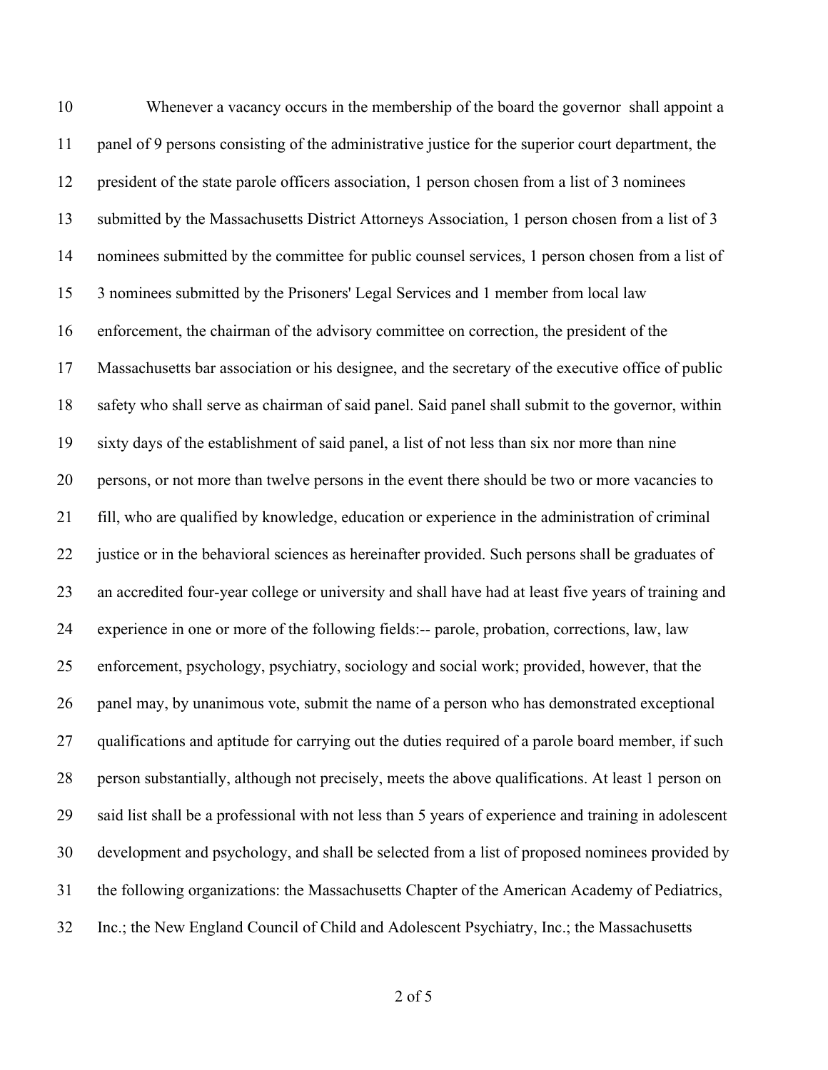Whenever a vacancy occurs in the membership of the board the governor shall appoint a panel of 9 persons consisting of the administrative justice for the superior court department, the president of the state parole officers association, 1 person chosen from a list of 3 nominees submitted by the Massachusetts District Attorneys Association, 1 person chosen from a list of 3 nominees submitted by the committee for public counsel services, 1 person chosen from a list of 3 nominees submitted by the Prisoners' Legal Services and 1 member from local law enforcement, the chairman of the advisory committee on correction, the president of the Massachusetts bar association or his designee, and the secretary of the executive office of public safety who shall serve as chairman of said panel. Said panel shall submit to the governor, within sixty days of the establishment of said panel, a list of not less than six nor more than nine persons, or not more than twelve persons in the event there should be two or more vacancies to fill, who are qualified by knowledge, education or experience in the administration of criminal justice or in the behavioral sciences as hereinafter provided. Such persons shall be graduates of an accredited four-year college or university and shall have had at least five years of training and experience in one or more of the following fields:-- parole, probation, corrections, law, law enforcement, psychology, psychiatry, sociology and social work; provided, however, that the panel may, by unanimous vote, submit the name of a person who has demonstrated exceptional qualifications and aptitude for carrying out the duties required of a parole board member, if such person substantially, although not precisely, meets the above qualifications. At least 1 person on said list shall be a professional with not less than 5 years of experience and training in adolescent development and psychology, and shall be selected from a list of proposed nominees provided by the following organizations: the Massachusetts Chapter of the American Academy of Pediatrics, Inc.; the New England Council of Child and Adolescent Psychiatry, Inc.; the Massachusetts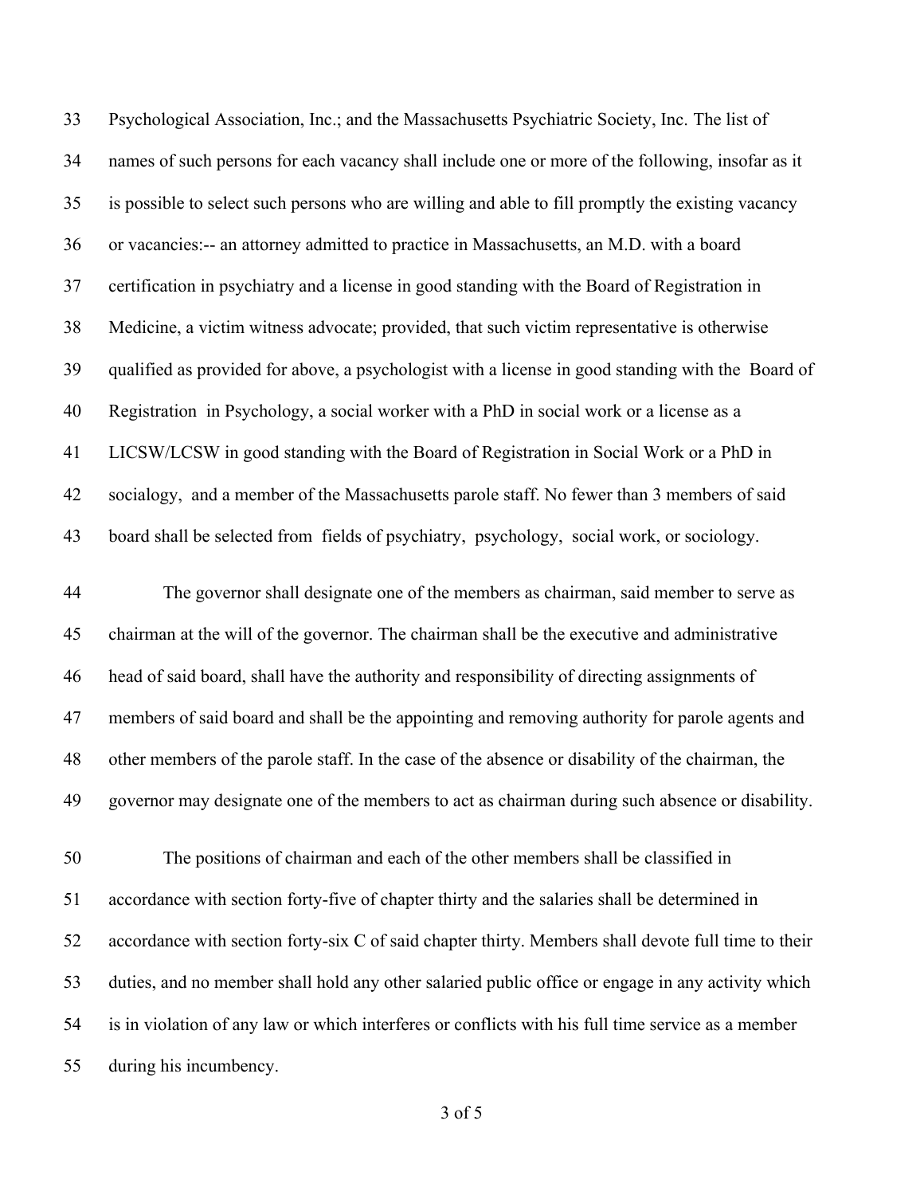Psychological Association, Inc.; and the Massachusetts Psychiatric Society, Inc. The list of names of such persons for each vacancy shall include one or more of the following, insofar as it is possible to select such persons who are willing and able to fill promptly the existing vacancy or vacancies:-- an attorney admitted to practice in Massachusetts, an M.D. with a board certification in psychiatry and a license in good standing with the Board of Registration in Medicine, a victim witness advocate; provided, that such victim representative is otherwise qualified as provided for above, a psychologist with a license in good standing with the Board of Registration in Psychology, a social worker with a PhD in social work or a license as a LICSW/LCSW in good standing with the Board of Registration in Social Work or a PhD in socialogy, and a member of the Massachusetts parole staff. No fewer than 3 members of said board shall be selected from fields of psychiatry, psychology, social work, or sociology.

The governor shall designate one of the members as chairman, said member to serve as chairman at the will of the governor. The chairman shall be the executive and administrative head of said board, shall have the authority and responsibility of directing assignments of members of said board and shall be the appointing and removing authority for parole agents and other members of the parole staff. In the case of the absence or disability of the chairman, the governor may designate one of the members to act as chairman during such absence or disability.

The positions of chairman and each of the other members shall be classified in accordance with section forty-five of chapter thirty and the salaries shall be determined in accordance with section forty-six C of said chapter thirty. Members shall devote full time to their duties, and no member shall hold any other salaried public office or engage in any activity which is in violation of any law or which interferes or conflicts with his full time service as a member during his incumbency.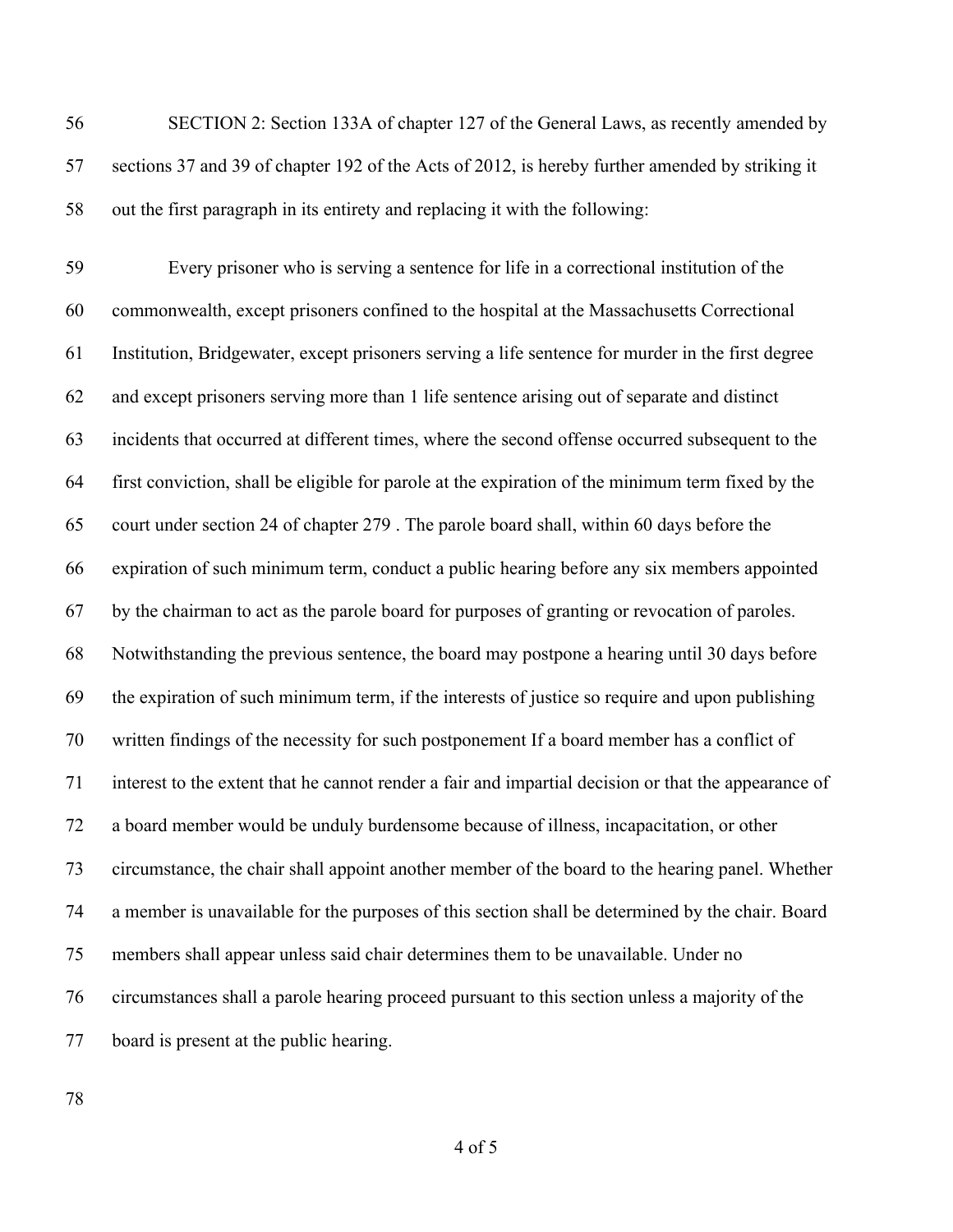SECTION 2: Section 133A of chapter 127 of the General Laws, as recently amended by sections 37 and 39 of chapter 192 of the Acts of 2012, is hereby further amended by striking it out the first paragraph in its entirety and replacing it with the following:

Every prisoner who is serving a sentence for life in a correctional institution of the commonwealth, except prisoners confined to the hospital at the Massachusetts Correctional Institution, Bridgewater, except prisoners serving a life sentence for murder in the first degree and except prisoners serving more than 1 life sentence arising out of separate and distinct incidents that occurred at different times, where the second offense occurred subsequent to the first conviction, shall be eligible for parole at the expiration of the minimum term fixed by the court under section 24 of chapter 279 . The parole board shall, within 60 days before the expiration of such minimum term, conduct a public hearing before any six members appointed by the chairman to act as the parole board for purposes of granting or revocation of paroles. Notwithstanding the previous sentence, the board may postpone a hearing until 30 days before the expiration of such minimum term, if the interests of justice so require and upon publishing written findings of the necessity for such postponement If a board member has a conflict of interest to the extent that he cannot render a fair and impartial decision or that the appearance of a board member would be unduly burdensome because of illness, incapacitation, or other circumstance, the chair shall appoint another member of the board to the hearing panel. Whether a member is unavailable for the purposes of this section shall be determined by the chair. Board members shall appear unless said chair determines them to be unavailable. Under no circumstances shall a parole hearing proceed pursuant to this section unless a majority of the board is present at the public hearing.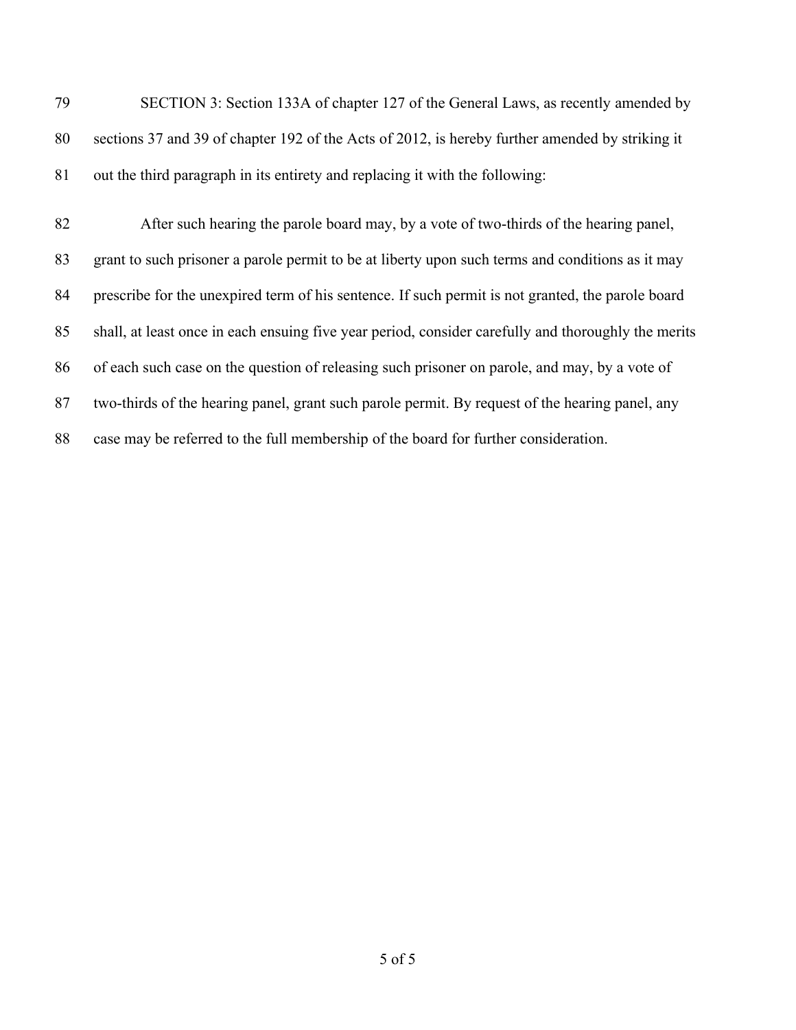SECTION 3: Section 133A of chapter 127 of the General Laws, as recently amended by sections 37 and 39 of chapter 192 of the Acts of 2012, is hereby further amended by striking it out the third paragraph in its entirety and replacing it with the following:

After such hearing the parole board may, by a vote of two-thirds of the hearing panel, grant to such prisoner a parole permit to be at liberty upon such terms and conditions as it may prescribe for the unexpired term of his sentence. If such permit is not granted, the parole board shall, at least once in each ensuing five year period, consider carefully and thoroughly the merits of each such case on the question of releasing such prisoner on parole, and may, by a vote of two-thirds of the hearing panel, grant such parole permit. By request of the hearing panel, any case may be referred to the full membership of the board for further consideration.